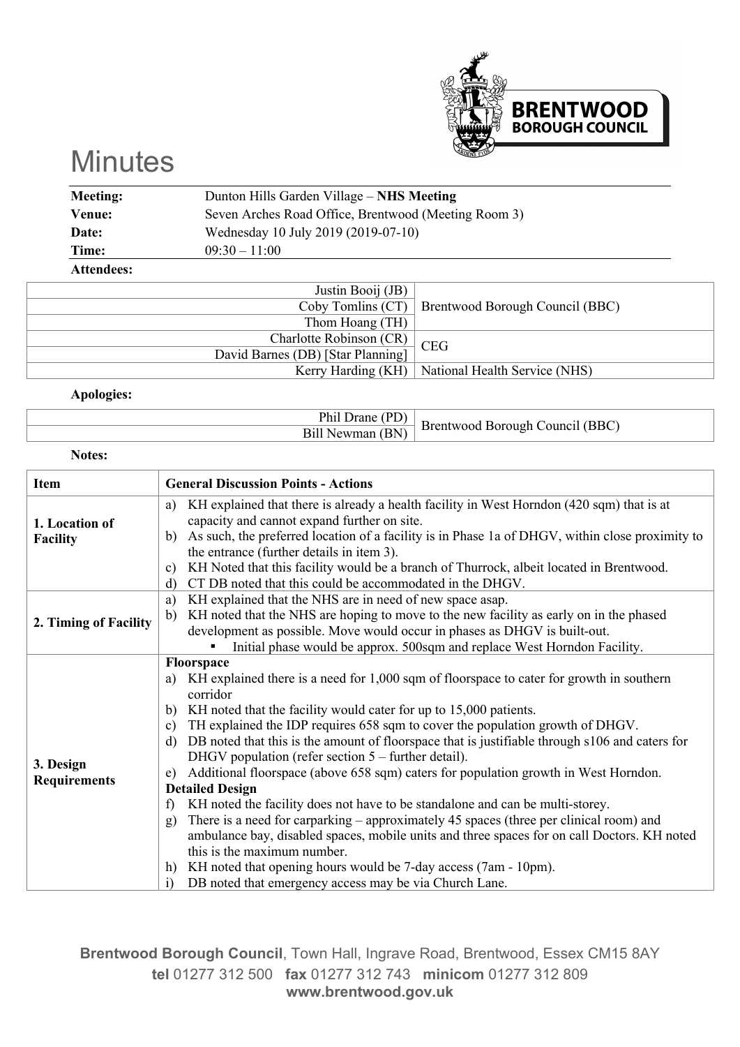# Minutes

| | |
|---|---|
| **Meeting:** | Dunton Hills Garden Village – **NHS Meeting** |
| **Venue:** | Seven Arches Road Office, Brentwood (Meeting Room 3) |
| **Date:** | Wednesday 10 July 2019 (2019-07-10) |
| **Time:** | 09:30 – 11:00 |

**Attendees:**

| | |
|---|---|
| Justin Booij (JB) | Brentwood Borough Council (BBC) |
| Coby Tomlins (CT) | |
| Thom Hoang (TH) | |
| Charlotte Robinson (CR) | CEG |
| David Barnes (DB) [Star Planning] | |
| Kerry Harding (KH) | National Health Service (NHS) |

**Apologies:**

| | |
|---|---|
| Phil Drane (PD) | Brentwood Borough Council (BBC) |
| Bill Newman (BN) | |

**Notes:**

| Item | General Discussion Points - Actions |
|---|---|
| **1. Location of Facility** | a) KH explained that there is already a health facility in West Horndon (420 sqm) that is at capacity and cannot expand further on site.<br>b) As such, the preferred location of a facility is in Phase 1a of DHGV, within close proximity to the entrance (further details in item 3).<br>c) KH Noted that this facility would be a branch of Thurrock, albeit located in Brentwood.<br>d) CT DB noted that this could be accommodated in the DHGV. |
| **2. Timing of Facility** | a) KH explained that the NHS are in need of new space asap.<br>b) KH noted that the NHS are hoping to move to the new facility as early on in the phased development as possible. Move would occur in phases as DHGV is built-out.<br>▪ Initial phase would be approx. 500sqm and replace West Horndon Facility. |
| **3. Design Requirements** | **Floorspace**<br>a) KH explained there is a need for 1,000 sqm of floorspace to cater for growth in southern corridor<br>b) KH noted that the facility would cater for up to 15,000 patients.<br>c) TH explained the IDP requires 658 sqm to cover the population growth of DHGV.<br>d) DB noted that this is the amount of floorspace that is justifiable through s106 and caters for DHGV population (refer section 5 – further detail).<br>e) Additional floorspace (above 658 sqm) caters for population growth in West Horndon.<br>**Detailed Design**<br>f) KH noted the facility does not have to be standalone and can be multi-storey.<br>g) There is a need for carparking – approximately 45 spaces (three per clinical room) and ambulance bay, disabled spaces, mobile units and three spaces for on call Doctors. KH noted this is the maximum number.<br>h) KH noted that opening hours would be 7-day access (7am - 10pm).<br>i) DB noted that emergency access may be via Church Lane. |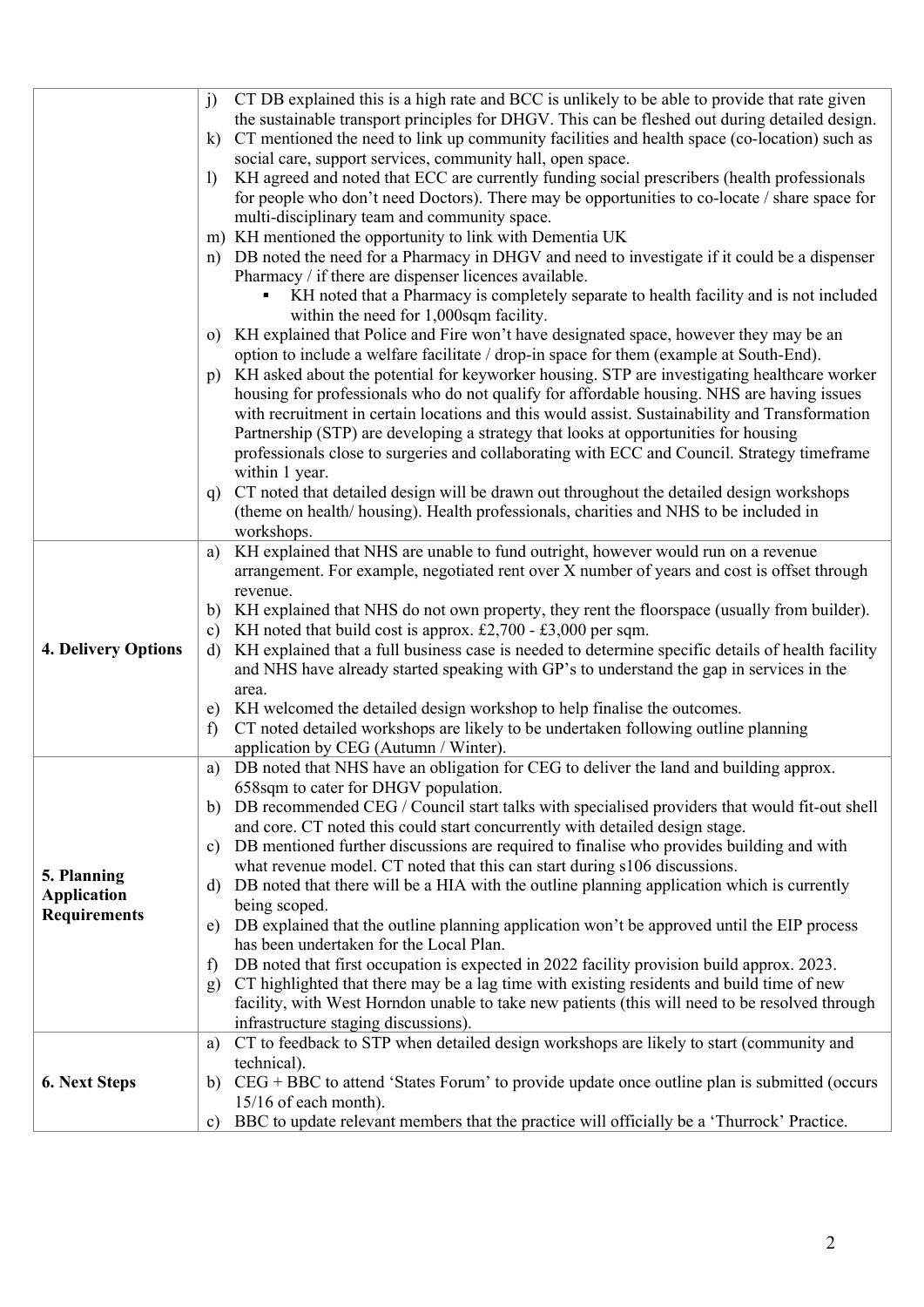| | |
|---|---|
| | j) CT DB explained this is a high rate and BCC is unlikely to be able to provide that rate given the sustainable transport principles for DHGV. This can be fleshed out during detailed design.<br>k) CT mentioned the need to link up community facilities and health space (co-location) such as social care, support services, community hall, open space.<br>l) KH agreed and noted that ECC are currently funding social prescribers (health professionals for people who don't need Doctors). There may be opportunities to co-locate / share space for multi-disciplinary team and community space.<br>m) KH mentioned the opportunity to link with Dementia UK<br>n) DB noted the need for a Pharmacy in DHGV and need to investigate if it could be a dispenser Pharmacy / if there are dispenser licences available.<br>▪ KH noted that a Pharmacy is completely separate to health facility and is not included within the need for 1,000sqm facility.<br>o) KH explained that Police and Fire won't have designated space, however they may be an option to include a welfare facilitate / drop-in space for them (example at South-End).<br>p) KH asked about the potential for keyworker housing. STP are investigating healthcare worker housing for professionals who do not qualify for affordable housing. NHS are having issues with recruitment in certain locations and this would assist. Sustainability and Transformation Partnership (STP) are developing a strategy that looks at opportunities for housing professionals close to surgeries and collaborating with ECC and Council. Strategy timeframe within 1 year.<br>q) CT noted that detailed design will be drawn out throughout the detailed design workshops (theme on health/ housing). Health professionals, charities and NHS to be included in workshops. |
| **4. Delivery Options** | a) KH explained that NHS are unable to fund outright, however would run on a revenue arrangement. For example, negotiated rent over X number of years and cost is offset through revenue.<br>b) KH explained that NHS do not own property, they rent the floorspace (usually from builder).<br>c) KH noted that build cost is approx. £2,700 - £3,000 per sqm.<br>d) KH explained that a full business case is needed to determine specific details of health facility and NHS have already started speaking with GP's to understand the gap in services in the area.<br>e) KH welcomed the detailed design workshop to help finalise the outcomes.<br>f) CT noted detailed workshops are likely to be undertaken following outline planning application by CEG (Autumn / Winter). |
| **5. Planning Application Requirements** | a) DB noted that NHS have an obligation for CEG to deliver the land and building approx. 658sqm to cater for DHGV population.<br>b) DB recommended CEG / Council start talks with specialised providers that would fit-out shell and core. CT noted this could start concurrently with detailed design stage.<br>c) DB mentioned further discussions are required to finalise who provides building and with what revenue model. CT noted that this can start during s106 discussions.<br>d) DB noted that there will be a HIA with the outline planning application which is currently being scoped.<br>e) DB explained that the outline planning application won't be approved until the EIP process has been undertaken for the Local Plan.<br>f) DB noted that first occupation is expected in 2022 facility provision build approx. 2023.<br>g) CT highlighted that there may be a lag time with existing residents and build time of new facility, with West Horndon unable to take new patients (this will need to be resolved through infrastructure staging discussions). |
| **6. Next Steps** | a) CT to feedback to STP when detailed design workshops are likely to start (community and technical).<br>b) CEG + BBC to attend 'States Forum' to provide update once outline plan is submitted (occurs 15/16 of each month).<br>c) BBC to update relevant members that the practice will officially be a 'Thurrock' Practice. |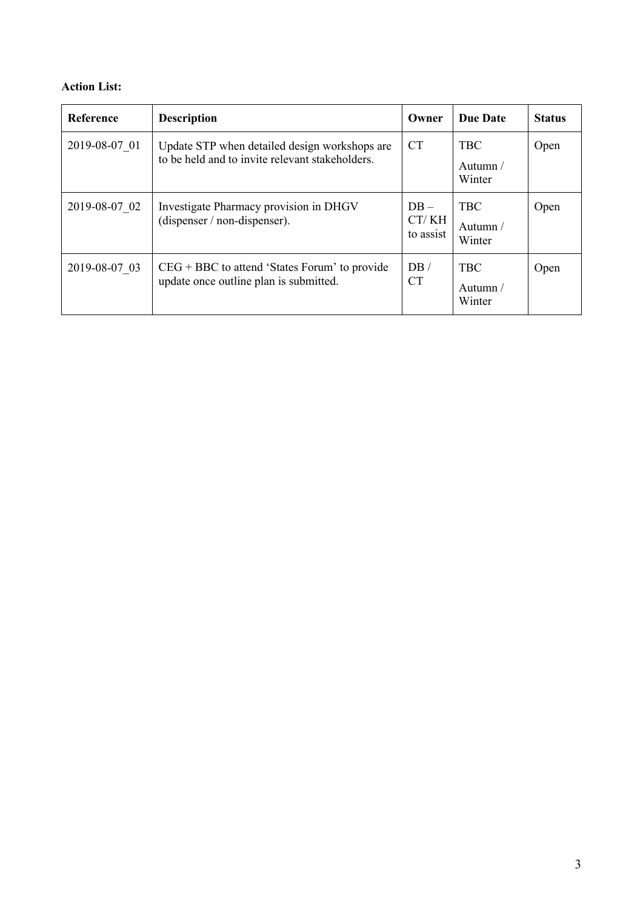**Action List:**

| Reference | Description | Owner | Due Date | Status |
|---|---|---|---|---|
| 2019-08-07_01 | Update STP when detailed design workshops are to be held and to invite relevant stakeholders. | CT | TBC Autumn / Winter | Open |
| 2019-08-07_02 | Investigate Pharmacy provision in DHGV (dispenser / non-dispenser). | DB – CT/ KH to assist | TBC Autumn / Winter | Open |
| 2019-08-07_03 | CEG + BBC to attend 'States Forum' to provide update once outline plan is submitted. | DB / CT | TBC Autumn / Winter | Open |